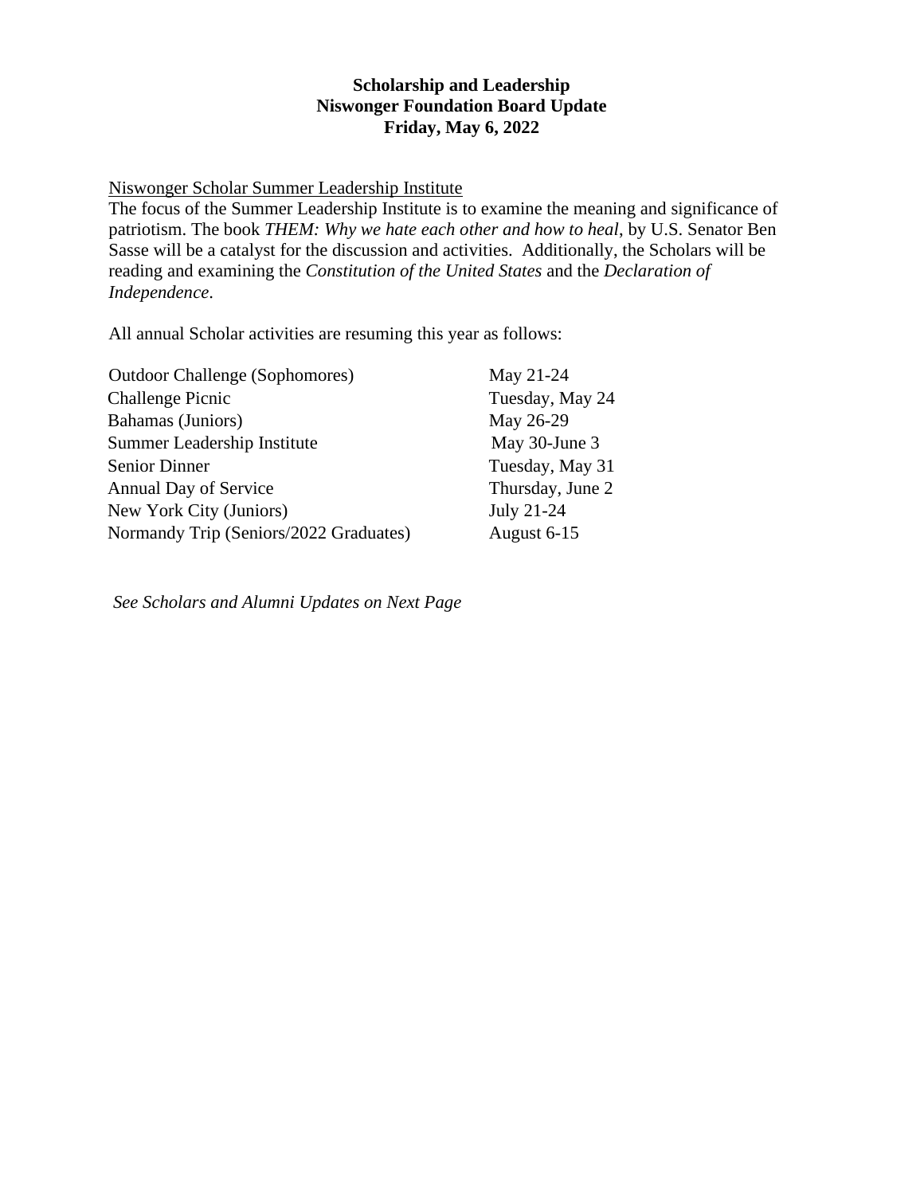**Scholarship and Leadership**
**Niswonger Foundation Board Update**
**Friday, May 6, 2022**

<u>Niswonger Scholar Summer Leadership Institute</u>

The focus of the Summer Leadership Institute is to examine the meaning and significance of patriotism. The book *THEM: Why we hate each other and how to heal*, by U.S. Senator Ben Sasse will be a catalyst for the discussion and activities. Additionally, the Scholars will be reading and examining the *Constitution of the United States* and the *Declaration of Independence*.

All annual Scholar activities are resuming this year as follows:

| Activity | Date |
|---|---|
| Outdoor Challenge (Sophomores) | May 21-24 |
| Challenge Picnic | Tuesday, May 24 |
| Bahamas (Juniors) | May 26-29 |
| Summer Leadership Institute | May 30-June 3 |
| Senior Dinner | Tuesday, May 31 |
| Annual Day of Service | Thursday, June 2 |
| New York City (Juniors) | July 21-24 |
| Normandy Trip (Seniors/2022 Graduates) | August 6-15 |

*See Scholars and Alumni Updates on Next Page*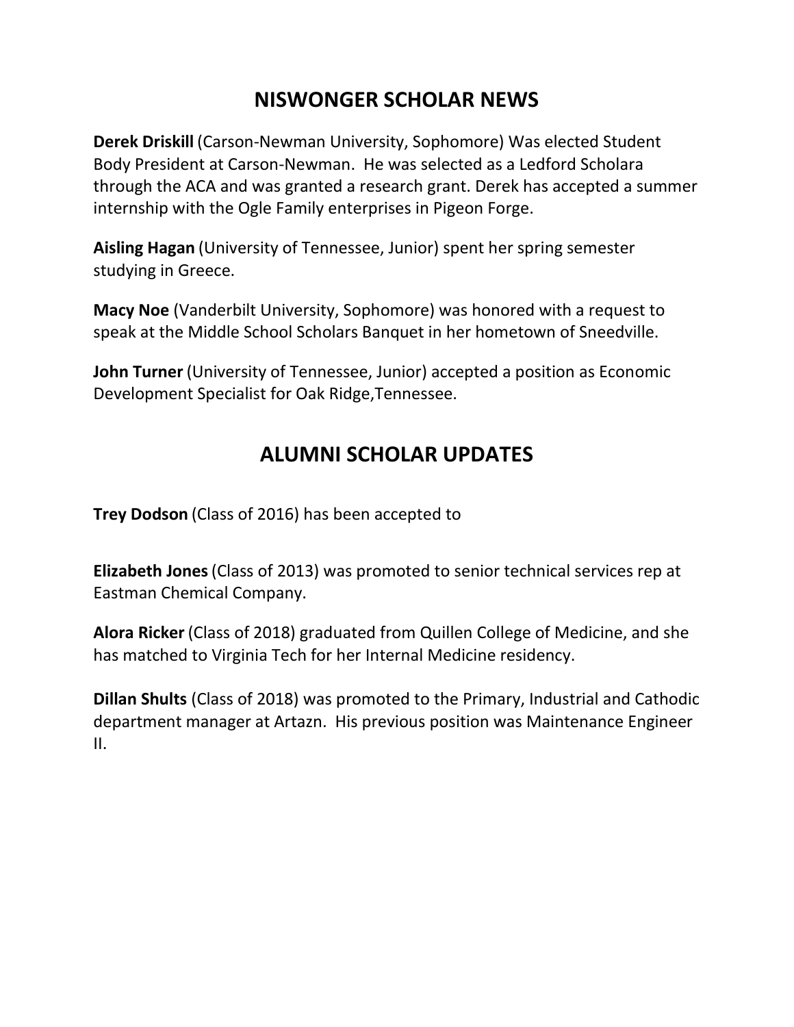## NISWONGER SCHOLAR NEWS

**Derek Driskill** (Carson-Newman University, Sophomore) Was elected Student Body President at Carson-Newman. He was selected as a Ledford Scholara through the ACA and was granted a research grant. Derek has accepted a summer internship with the Ogle Family enterprises in Pigeon Forge.

**Aisling Hagan** (University of Tennessee, Junior) spent her spring semester studying in Greece.

**Macy Noe** (Vanderbilt University, Sophomore) was honored with a request to speak at the Middle School Scholars Banquet in her hometown of Sneedville.

**John Turner** (University of Tennessee, Junior) accepted a position as Economic Development Specialist for Oak Ridge,Tennessee.

## ALUMNI SCHOLAR UPDATES

**Trey Dodson** (Class of 2016) has been accepted to

**Elizabeth Jones** (Class of 2013) was promoted to senior technical services rep at Eastman Chemical Company.

**Alora Ricker** (Class of 2018) graduated from Quillen College of Medicine, and she has matched to Virginia Tech for her Internal Medicine residency.

**Dillan Shults** (Class of 2018) was promoted to the Primary, Industrial and Cathodic department manager at Artazn. His previous position was Maintenance Engineer II.